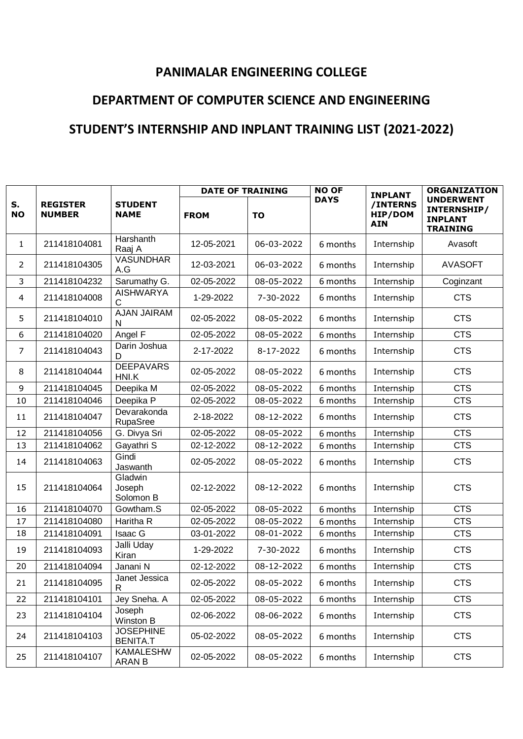# PANIMALAR ENGINEERING COLLEGE

## DEPARTMENT OF COMPUTER SCIENCE AND ENGINEERING

## STUDENT'S INTERNSHIP AND INPLANT TRAINING LIST (2021-2022)

| S. NO | REGISTER NUMBER | STUDENT NAME | DATE OF TRAINING | | NO OF DAYS | INPLANT /INTERNSHIP/DOMAIN | ORGANIZATION UNDERWENT INTERNSHIP/ INPLANT TRAINING |
|---|---|---|---|---|---|---|---|
| | | | FROM | TO | | | |
| 1 | 211418104081 | Harshanth Raaj A | 12-05-2021 | 06-03-2022 | 6 months | Internship | Avasoft |
| 2 | 211418104305 | VASUNDHAR A.G | 12-03-2021 | 06-03-2022 | 6 months | Internship | AVASOFT |
| 3 | 211418104232 | Sarumathy G. | 02-05-2022 | 08-05-2022 | 6 months | Internship | Coginzant |
| 4 | 211418104008 | AISHWARYA C | 1-29-2022 | 7-30-2022 | 6 months | Internship | CTS |
| 5 | 211418104010 | AJAN JAIRAM N | 02-05-2022 | 08-05-2022 | 6 months | Internship | CTS |
| 6 | 211418104020 | Angel F | 02-05-2022 | 08-05-2022 | 6 months | Internship | CTS |
| 7 | 211418104043 | Darin Joshua D | 2-17-2022 | 8-17-2022 | 6 months | Internship | CTS |
| 8 | 211418104044 | DEEPAVARS HNI.K | 02-05-2022 | 08-05-2022 | 6 months | Internship | CTS |
| 9 | 211418104045 | Deepika M | 02-05-2022 | 08-05-2022 | 6 months | Internship | CTS |
| 10 | 211418104046 | Deepika P | 02-05-2022 | 08-05-2022 | 6 months | Internship | CTS |
| 11 | 211418104047 | Devarakonda RupaSree | 2-18-2022 | 08-12-2022 | 6 months | Internship | CTS |
| 12 | 211418104056 | G. Divya Sri | 02-05-2022 | 08-05-2022 | 6 months | Internship | CTS |
| 13 | 211418104062 | Gayathri S | 02-12-2022 | 08-12-2022 | 6 months | Internship | CTS |
| 14 | 211418104063 | Gindi Jaswanth | 02-05-2022 | 08-05-2022 | 6 months | Internship | CTS |
| 15 | 211418104064 | Gladwin Joseph Solomon B | 02-12-2022 | 08-12-2022 | 6 months | Internship | CTS |
| 16 | 211418104070 | Gowtham.S | 02-05-2022 | 08-05-2022 | 6 months | Internship | CTS |
| 17 | 211418104080 | Haritha R | 02-05-2022 | 08-05-2022 | 6 months | Internship | CTS |
| 18 | 211418104091 | Isaac G | 03-01-2022 | 08-01-2022 | 6 months | Internship | CTS |
| 19 | 211418104093 | Jalli Uday Kiran | 1-29-2022 | 7-30-2022 | 6 months | Internship | CTS |
| 20 | 211418104094 | Janani N | 02-12-2022 | 08-12-2022 | 6 months | Internship | CTS |
| 21 | 211418104095 | Janet Jessica R | 02-05-2022 | 08-05-2022 | 6 months | Internship | CTS |
| 22 | 211418104101 | Jey Sneha. A | 02-05-2022 | 08-05-2022 | 6 months | Internship | CTS |
| 23 | 211418104104 | Joseph Winston B | 02-06-2022 | 08-06-2022 | 6 months | Internship | CTS |
| 24 | 211418104103 | JOSEPHINE BENITA.T | 05-02-2022 | 08-05-2022 | 6 months | Internship | CTS |
| 25 | 211418104107 | KAMALESHW ARAN B | 02-05-2022 | 08-05-2022 | 6 months | Internship | CTS |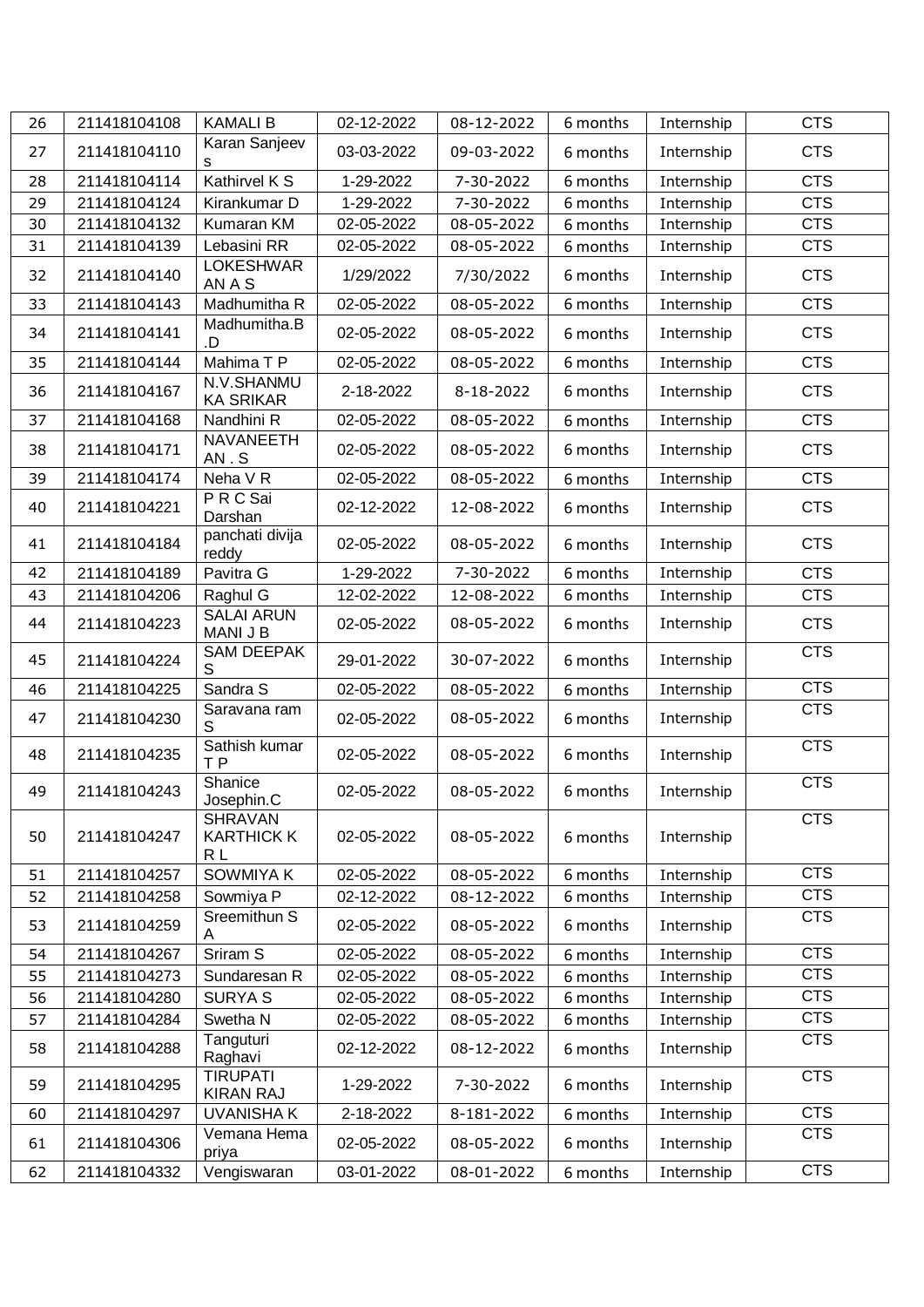| | | | | | | | |
|---|---|---|---|---|---|---|---|
| 26 | 211418104108 | KAMALI B | 02-12-2022 | 08-12-2022 | 6 months | Internship | CTS |
| 27 | 211418104110 | Karan Sanjeev s | 03-03-2022 | 09-03-2022 | 6 months | Internship | CTS |
| 28 | 211418104114 | Kathirvel K S | 1-29-2022 | 7-30-2022 | 6 months | Internship | CTS |
| 29 | 211418104124 | Kirankumar D | 1-29-2022 | 7-30-2022 | 6 months | Internship | CTS |
| 30 | 211418104132 | Kumaran KM | 02-05-2022 | 08-05-2022 | 6 months | Internship | CTS |
| 31 | 211418104139 | Lebasini RR | 02-05-2022 | 08-05-2022 | 6 months | Internship | CTS |
| 32 | 211418104140 | LOKESHWAR AN A S | 1/29/2022 | 7/30/2022 | 6 months | Internship | CTS |
| 33 | 211418104143 | Madhumitha R | 02-05-2022 | 08-05-2022 | 6 months | Internship | CTS |
| 34 | 211418104141 | Madhumitha.B .D | 02-05-2022 | 08-05-2022 | 6 months | Internship | CTS |
| 35 | 211418104144 | Mahima T P | 02-05-2022 | 08-05-2022 | 6 months | Internship | CTS |
| 36 | 211418104167 | N.V.SHANMU KA SRIKAR | 2-18-2022 | 8-18-2022 | 6 months | Internship | CTS |
| 37 | 211418104168 | Nandhini R | 02-05-2022 | 08-05-2022 | 6 months | Internship | CTS |
| 38 | 211418104171 | NAVANEETH AN . S | 02-05-2022 | 08-05-2022 | 6 months | Internship | CTS |
| 39 | 211418104174 | Neha V R | 02-05-2022 | 08-05-2022 | 6 months | Internship | CTS |
| 40 | 211418104221 | P R C Sai Darshan | 02-12-2022 | 12-08-2022 | 6 months | Internship | CTS |
| 41 | 211418104184 | panchati divija reddy | 02-05-2022 | 08-05-2022 | 6 months | Internship | CTS |
| 42 | 211418104189 | Pavitra G | 1-29-2022 | 7-30-2022 | 6 months | Internship | CTS |
| 43 | 211418104206 | Raghul G | 12-02-2022 | 12-08-2022 | 6 months | Internship | CTS |
| 44 | 211418104223 | SALAI ARUN MANI J B | 02-05-2022 | 08-05-2022 | 6 months | Internship | CTS |
| 45 | 211418104224 | SAM DEEPAK S | 29-01-2022 | 30-07-2022 | 6 months | Internship | CTS |
| 46 | 211418104225 | Sandra S | 02-05-2022 | 08-05-2022 | 6 months | Internship | CTS |
| 47 | 211418104230 | Saravana ram S | 02-05-2022 | 08-05-2022 | 6 months | Internship | CTS |
| 48 | 211418104235 | Sathish kumar T P | 02-05-2022 | 08-05-2022 | 6 months | Internship | CTS |
| 49 | 211418104243 | Shanice Josephin.C | 02-05-2022 | 08-05-2022 | 6 months | Internship | CTS |
| 50 | 211418104247 | SHRAVAN KARTHICK K R L | 02-05-2022 | 08-05-2022 | 6 months | Internship | CTS |
| 51 | 211418104257 | SOWMIYA K | 02-05-2022 | 08-05-2022 | 6 months | Internship | CTS |
| 52 | 211418104258 | Sowmiya P | 02-12-2022 | 08-12-2022 | 6 months | Internship | CTS |
| 53 | 211418104259 | Sreemithun S A | 02-05-2022 | 08-05-2022 | 6 months | Internship | CTS |
| 54 | 211418104267 | Sriram S | 02-05-2022 | 08-05-2022 | 6 months | Internship | CTS |
| 55 | 211418104273 | Sundaresan R | 02-05-2022 | 08-05-2022 | 6 months | Internship | CTS |
| 56 | 211418104280 | SURYA S | 02-05-2022 | 08-05-2022 | 6 months | Internship | CTS |
| 57 | 211418104284 | Swetha N | 02-05-2022 | 08-05-2022 | 6 months | Internship | CTS |
| 58 | 211418104288 | Tanguturi Raghavi | 02-12-2022 | 08-12-2022 | 6 months | Internship | CTS |
| 59 | 211418104295 | TIRUPATI KIRAN RAJ | 1-29-2022 | 7-30-2022 | 6 months | Internship | CTS |
| 60 | 211418104297 | UVANISHA K | 2-18-2022 | 8-181-2022 | 6 months | Internship | CTS |
| 61 | 211418104306 | Vemana Hema priya | 02-05-2022 | 08-05-2022 | 6 months | Internship | CTS |
| 62 | 211418104332 | Vengiswaran | 03-01-2022 | 08-01-2022 | 6 months | Internship | CTS |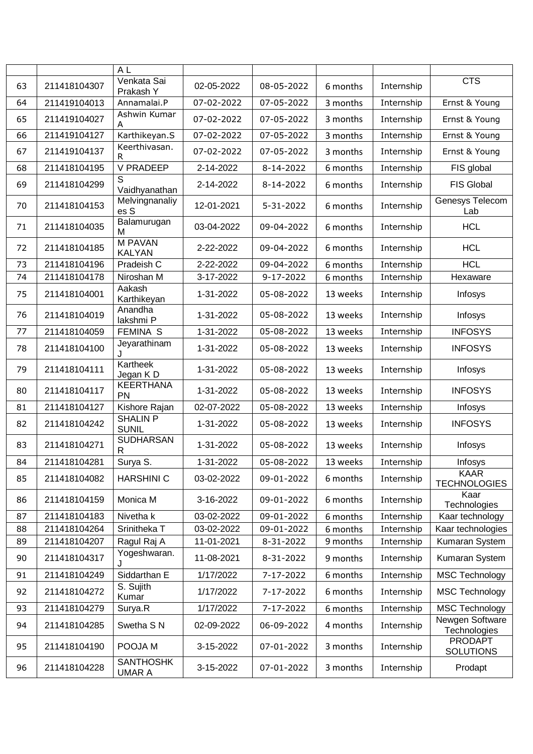| | | | | | | | |
|---|---|---|---|---|---|---|---|
| | | A L | | | | | |
| 63 | 211418104307 | Venkata Sai Prakash Y | 02-05-2022 | 08-05-2022 | 6 months | Internship | CTS |
| 64 | 211419104013 | Annamalai.P | 07-02-2022 | 07-05-2022 | 3 months | Internship | Ernst & Young |
| 65 | 211419104027 | Ashwin Kumar A | 07-02-2022 | 07-05-2022 | 3 months | Internship | Ernst & Young |
| 66 | 211419104127 | Karthikeyan.S | 07-02-2022 | 07-05-2022 | 3 months | Internship | Ernst & Young |
| 67 | 211419104137 | Keerthivasan. R | 07-02-2022 | 07-05-2022 | 3 months | Internship | Ernst & Young |
| 68 | 211418104195 | V PRADEEP | 2-14-2022 | 8-14-2022 | 6 months | Internship | FIS global |
| 69 | 211418104299 | S Vaidhyanathan | 2-14-2022 | 8-14-2022 | 6 months | Internship | FIS Global |
| 70 | 211418104153 | Melvingnanaliyes S | 12-01-2021 | 5-31-2022 | 6 months | Internship | Genesys Telecom Lab |
| 71 | 211418104035 | Balamurugan M | 03-04-2022 | 09-04-2022 | 6 months | Internship | HCL |
| 72 | 211418104185 | M PAVAN KALYAN | 2-22-2022 | 09-04-2022 | 6 months | Internship | HCL |
| 73 | 211418104196 | Pradeish C | 2-22-2022 | 09-04-2022 | 6 months | Internship | HCL |
| 74 | 211418104178 | Niroshan M | 3-17-2022 | 9-17-2022 | 6 months | Internship | Hexaware |
| 75 | 211418104001 | Aakash Karthikeyan | 1-31-2022 | 05-08-2022 | 13 weeks | Internship | Infosys |
| 76 | 211418104019 | Anandha lakshmi P | 1-31-2022 | 05-08-2022 | 13 weeks | Internship | Infosys |
| 77 | 211418104059 | FEMINA S | 1-31-2022 | 05-08-2022 | 13 weeks | Internship | INFOSYS |
| 78 | 211418104100 | Jeyarathinam J | 1-31-2022 | 05-08-2022 | 13 weeks | Internship | INFOSYS |
| 79 | 211418104111 | Kartheek Jegan K D | 1-31-2022 | 05-08-2022 | 13 weeks | Internship | Infosys |
| 80 | 211418104117 | KEERTHANA PN | 1-31-2022 | 05-08-2022 | 13 weeks | Internship | INFOSYS |
| 81 | 211418104127 | Kishore Rajan | 02-07-2022 | 05-08-2022 | 13 weeks | Internship | Infosys |
| 82 | 211418104242 | SHALIN P SUNIL | 1-31-2022 | 05-08-2022 | 13 weeks | Internship | INFOSYS |
| 83 | 211418104271 | SUDHARSAN R | 1-31-2022 | 05-08-2022 | 13 weeks | Internship | Infosys |
| 84 | 211418104281 | Surya S. | 1-31-2022 | 05-08-2022 | 13 weeks | Internship | Infosys |
| 85 | 211418104082 | HARSHINI C | 03-02-2022 | 09-01-2022 | 6 months | Internship | KAAR TECHNOLOGIES |
| 86 | 211418104159 | Monica M | 3-16-2022 | 09-01-2022 | 6 months | Internship | Kaar Technologies |
| 87 | 211418104183 | Nivetha k | 03-02-2022 | 09-01-2022 | 6 months | Internship | Kaar technology |
| 88 | 211418104264 | Srinitheka T | 03-02-2022 | 09-01-2022 | 6 months | Internship | Kaar technologies |
| 89 | 211418104207 | Ragul Raj A | 11-01-2021 | 8-31-2022 | 9 months | Internship | Kumaran System |
| 90 | 211418104317 | Yogeshwaran. J | 11-08-2021 | 8-31-2022 | 9 months | Internship | Kumaran System |
| 91 | 211418104249 | Siddarthan E | 1/17/2022 | 7-17-2022 | 6 months | Internship | MSC Technology |
| 92 | 211418104272 | S. Sujith Kumar | 1/17/2022 | 7-17-2022 | 6 months | Internship | MSC Technology |
| 93 | 211418104279 | Surya.R | 1/17/2022 | 7-17-2022 | 6 months | Internship | MSC Technology |
| 94 | 211418104285 | Swetha S N | 02-09-2022 | 06-09-2022 | 4 months | Internship | Newgen Software Technologies |
| 95 | 211418104190 | POOJA M | 3-15-2022 | 07-01-2022 | 3 months | Internship | PRODAPT SOLUTIONS |
| 96 | 211418104228 | SANTHOSHKUMAR A | 3-15-2022 | 07-01-2022 | 3 months | Internship | Prodapt |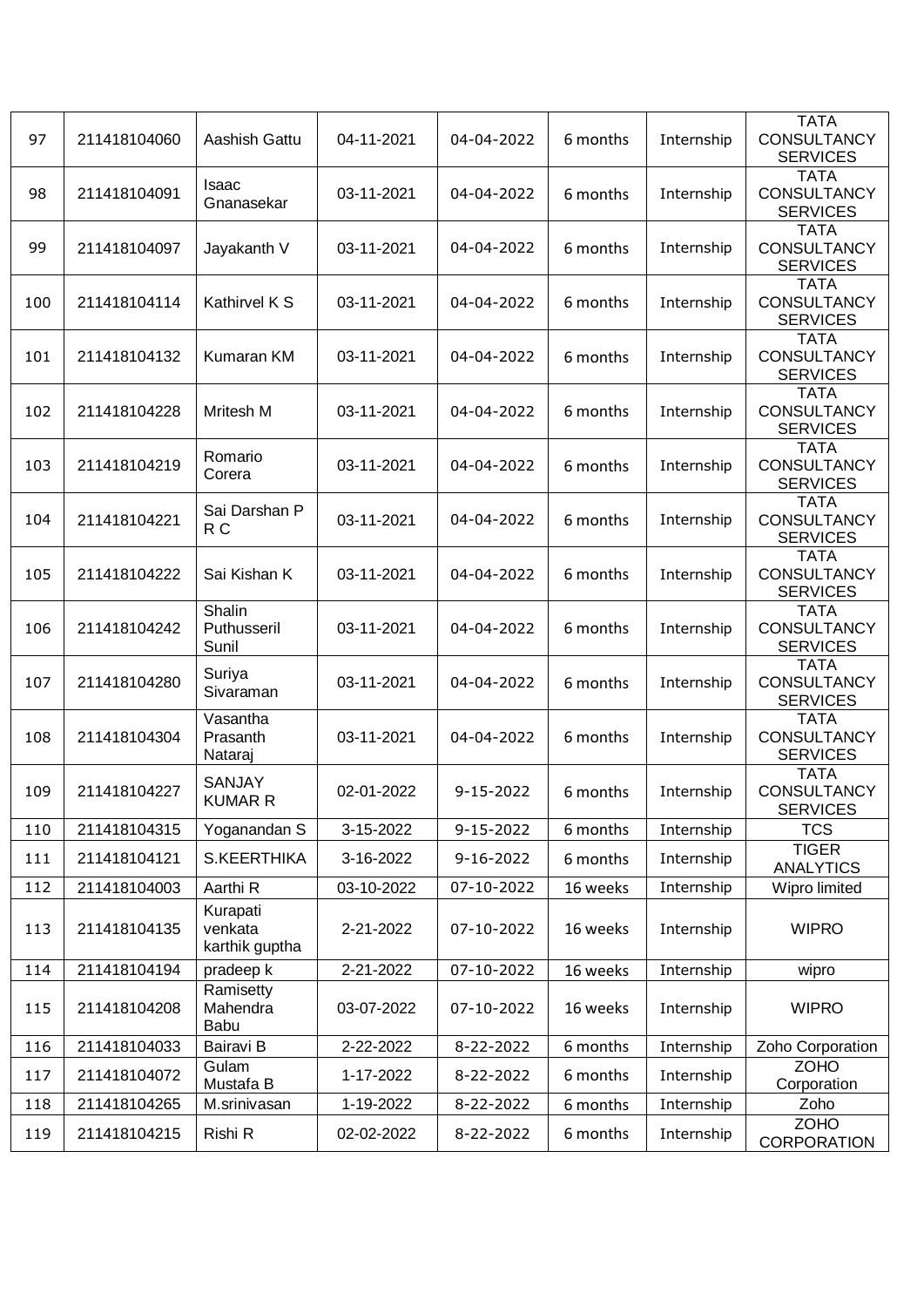| | | | | | | | |
|---|---|---|---|---|---|---|---|
| 97 | 211418104060 | Aashish Gattu | 04-11-2021 | 04-04-2022 | 6 months | Internship | TATA CONSULTANCY SERVICES |
| 98 | 211418104091 | Isaac Gnanasekar | 03-11-2021 | 04-04-2022 | 6 months | Internship | TATA CONSULTANCY SERVICES |
| 99 | 211418104097 | Jayakanth V | 03-11-2021 | 04-04-2022 | 6 months | Internship | TATA CONSULTANCY SERVICES |
| 100 | 211418104114 | Kathirvel K S | 03-11-2021 | 04-04-2022 | 6 months | Internship | TATA CONSULTANCY SERVICES |
| 101 | 211418104132 | Kumaran KM | 03-11-2021 | 04-04-2022 | 6 months | Internship | TATA CONSULTANCY SERVICES |
| 102 | 211418104228 | Mritesh M | 03-11-2021 | 04-04-2022 | 6 months | Internship | TATA CONSULTANCY SERVICES |
| 103 | 211418104219 | Romario Corera | 03-11-2021 | 04-04-2022 | 6 months | Internship | TATA CONSULTANCY SERVICES |
| 104 | 211418104221 | Sai Darshan P R C | 03-11-2021 | 04-04-2022 | 6 months | Internship | TATA CONSULTANCY SERVICES |
| 105 | 211418104222 | Sai Kishan K | 03-11-2021 | 04-04-2022 | 6 months | Internship | TATA CONSULTANCY SERVICES |
| 106 | 211418104242 | Shalin Puthusseril Sunil | 03-11-2021 | 04-04-2022 | 6 months | Internship | TATA CONSULTANCY SERVICES |
| 107 | 211418104280 | Suriya Sivaraman | 03-11-2021 | 04-04-2022 | 6 months | Internship | TATA CONSULTANCY SERVICES |
| 108 | 211418104304 | Vasantha Prasanth Nataraj | 03-11-2021 | 04-04-2022 | 6 months | Internship | TATA CONSULTANCY SERVICES |
| 109 | 211418104227 | SANJAY KUMAR R | 02-01-2022 | 9-15-2022 | 6 months | Internship | TATA CONSULTANCY SERVICES |
| 110 | 211418104315 | Yoganandan S | 3-15-2022 | 9-15-2022 | 6 months | Internship | TCS |
| 111 | 211418104121 | S.KEERTHIKA | 3-16-2022 | 9-16-2022 | 6 months | Internship | TIGER ANALYTICS |
| 112 | 211418104003 | Aarthi R | 03-10-2022 | 07-10-2022 | 16 weeks | Internship | Wipro limited |
| 113 | 211418104135 | Kurapati venkata karthik guptha | 2-21-2022 | 07-10-2022 | 16 weeks | Internship | WIPRO |
| 114 | 211418104194 | pradeep k | 2-21-2022 | 07-10-2022 | 16 weeks | Internship | wipro |
| 115 | 211418104208 | Ramisetty Mahendra Babu | 03-07-2022 | 07-10-2022 | 16 weeks | Internship | WIPRO |
| 116 | 211418104033 | Bairavi B | 2-22-2022 | 8-22-2022 | 6 months | Internship | Zoho Corporation |
| 117 | 211418104072 | Gulam Mustafa B | 1-17-2022 | 8-22-2022 | 6 months | Internship | ZOHO Corporation |
| 118 | 211418104265 | M.srinivasan | 1-19-2022 | 8-22-2022 | 6 months | Internship | Zoho |
| 119 | 211418104215 | Rishi R | 02-02-2022 | 8-22-2022 | 6 months | Internship | ZOHO CORPORATION |